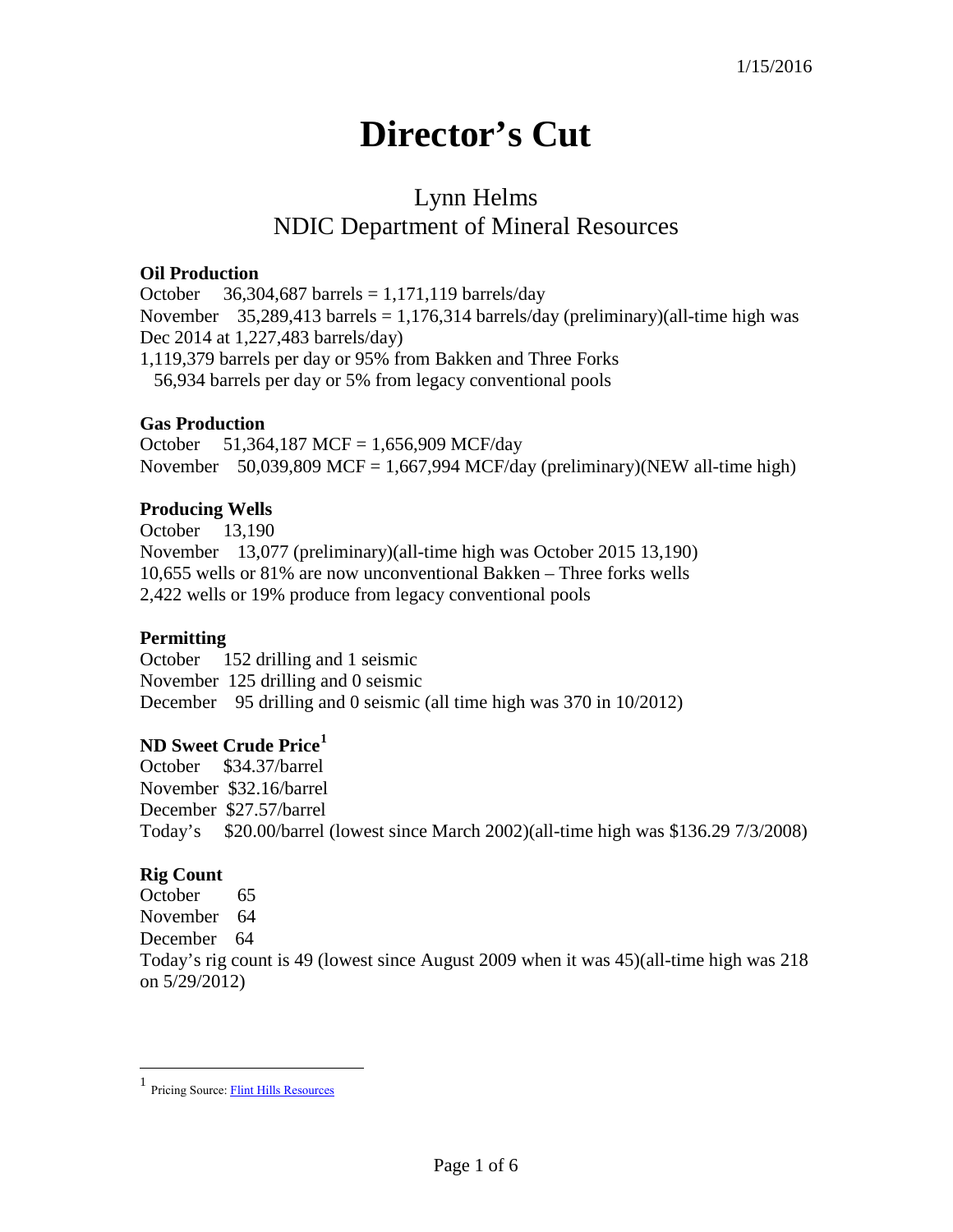1/15/2016

# Director's Cut

## Lynn Helms
## NDIC Department of Mineral Resources

**Oil Production**
October 36,304,687 barrels = 1,171,119 barrels/day
November 35,289,413 barrels = 1,176,314 barrels/day (preliminary)(all-time high was Dec 2014 at 1,227,483 barrels/day)
1,119,379 barrels per day or 95% from Bakken and Three Forks
56,934 barrels per day or 5% from legacy conventional pools

**Gas Production**
October 51,364,187 MCF = 1,656,909 MCF/day
November 50,039,809 MCF = 1,667,994 MCF/day (preliminary)(NEW all-time high)

**Producing Wells**
October 13,190
November 13,077 (preliminary)(all-time high was October 2015 13,190)
10,655 wells or 81% are now unconventional Bakken – Three forks wells
2,422 wells or 19% produce from legacy conventional pools

**Permitting**
October 152 drilling and 1 seismic
November 125 drilling and 0 seismic
December 95 drilling and 0 seismic (all time high was 370 in 10/2012)

**ND Sweet Crude Price[1]**
October $34.37/barrel
November $32.16/barrel
December $27.57/barrel
Today's $20.00/barrel (lowest since March 2002)(all-time high was $136.29 7/3/2008)

**Rig Count**
October 65
November 64
December 64
Today's rig count is 49 (lowest since August 2009 when it was 45)(all-time high was 218 on 5/29/2012)

---

[1] Pricing Source: Flint Hills Resources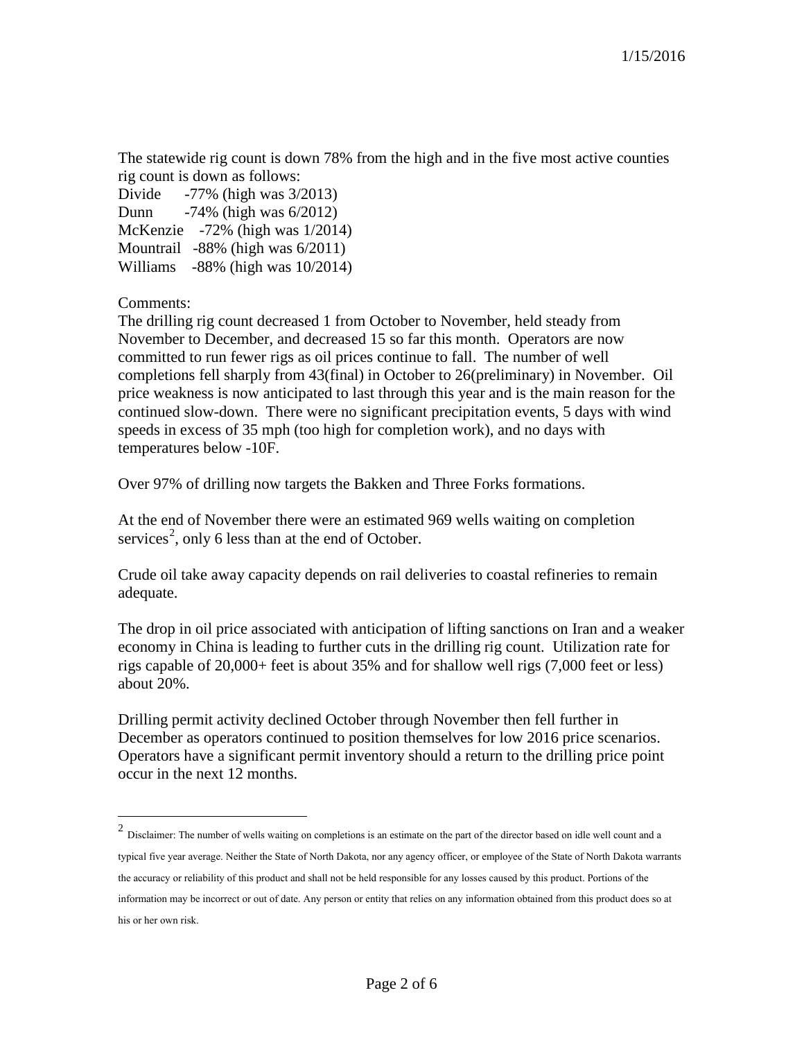The statewide rig count is down 78% from the high and in the five most active counties rig count is down as follows:

Divide -77% (high was 3/2013)
Dunn -74% (high was 6/2012)
McKenzie -72% (high was 1/2014)
Mountrail -88% (high was 6/2011)
Williams -88% (high was 10/2014)

Comments:
The drilling rig count decreased 1 from October to November, held steady from November to December, and decreased 15 so far this month. Operators are now committed to run fewer rigs as oil prices continue to fall. The number of well completions fell sharply from 43(final) in October to 26(preliminary) in November. Oil price weakness is now anticipated to last through this year and is the main reason for the continued slow-down. There were no significant precipitation events, 5 days with wind speeds in excess of 35 mph (too high for completion work), and no days with temperatures below -10F.

Over 97% of drilling now targets the Bakken and Three Forks formations.

At the end of November there were an estimated 969 wells waiting on completion services[2], only 6 less than at the end of October.

Crude oil take away capacity depends on rail deliveries to coastal refineries to remain adequate.

The drop in oil price associated with anticipation of lifting sanctions on Iran and a weaker economy in China is leading to further cuts in the drilling rig count. Utilization rate for rigs capable of 20,000+ feet is about 35% and for shallow well rigs (7,000 feet or less) about 20%.

Drilling permit activity declined October through November then fell further in December as operators continued to position themselves for low 2016 price scenarios. Operators have a significant permit inventory should a return to the drilling price point occur in the next 12 months.

---

[2] Disclaimer: The number of wells waiting on completions is an estimate on the part of the director based on idle well count and a typical five year average. Neither the State of North Dakota, nor any agency officer, or employee of the State of North Dakota warrants the accuracy or reliability of this product and shall not be held responsible for any losses caused by this product. Portions of the information may be incorrect or out of date. Any person or entity that relies on any information obtained from this product does so at his or her own risk.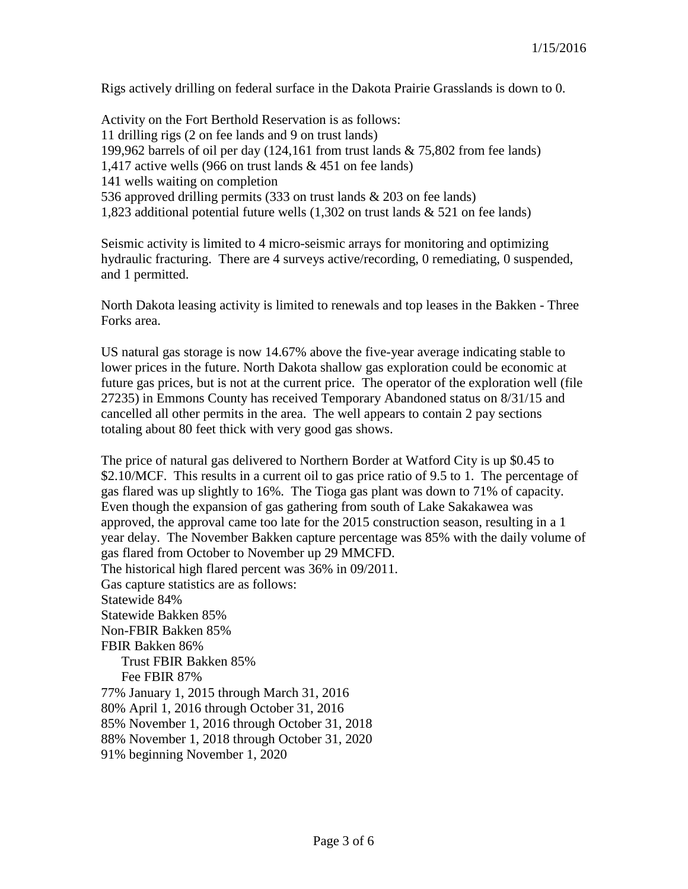1/15/2016

Rigs actively drilling on federal surface in the Dakota Prairie Grasslands is down to 0.

Activity on the Fort Berthold Reservation is as follows:
11 drilling rigs (2 on fee lands and 9 on trust lands)
199,962 barrels of oil per day (124,161 from trust lands & 75,802 from fee lands)
1,417 active wells (966 on trust lands & 451 on fee lands)
141 wells waiting on completion
536 approved drilling permits (333 on trust lands & 203 on fee lands)
1,823 additional potential future wells (1,302 on trust lands & 521 on fee lands)

Seismic activity is limited to 4 micro-seismic arrays for monitoring and optimizing hydraulic fracturing. There are 4 surveys active/recording, 0 remediating, 0 suspended, and 1 permitted.

North Dakota leasing activity is limited to renewals and top leases in the Bakken - Three Forks area.

US natural gas storage is now 14.67% above the five-year average indicating stable to lower prices in the future. North Dakota shallow gas exploration could be economic at future gas prices, but is not at the current price. The operator of the exploration well (file 27235) in Emmons County has received Temporary Abandoned status on 8/31/15 and cancelled all other permits in the area. The well appears to contain 2 pay sections totaling about 80 feet thick with very good gas shows.

The price of natural gas delivered to Northern Border at Watford City is up $0.45 to $2.10/MCF. This results in a current oil to gas price ratio of 9.5 to 1. The percentage of gas flared was up slightly to 16%. The Tioga gas plant was down to 71% of capacity. Even though the expansion of gas gathering from south of Lake Sakakawea was approved, the approval came too late for the 2015 construction season, resulting in a 1 year delay. The November Bakken capture percentage was 85% with the daily volume of gas flared from October to November up 29 MMCFD.
The historical high flared percent was 36% in 09/2011.
Gas capture statistics are as follows:
Statewide 84%
Statewide Bakken 85%
Non-FBIR Bakken 85%
FBIR Bakken 86%
- Trust FBIR Bakken 85%
- Fee FBIR 87%

77% January 1, 2015 through March 31, 2016
80% April 1, 2016 through October 31, 2016
85% November 1, 2016 through October 31, 2018
88% November 1, 2018 through October 31, 2020
91% beginning November 1, 2020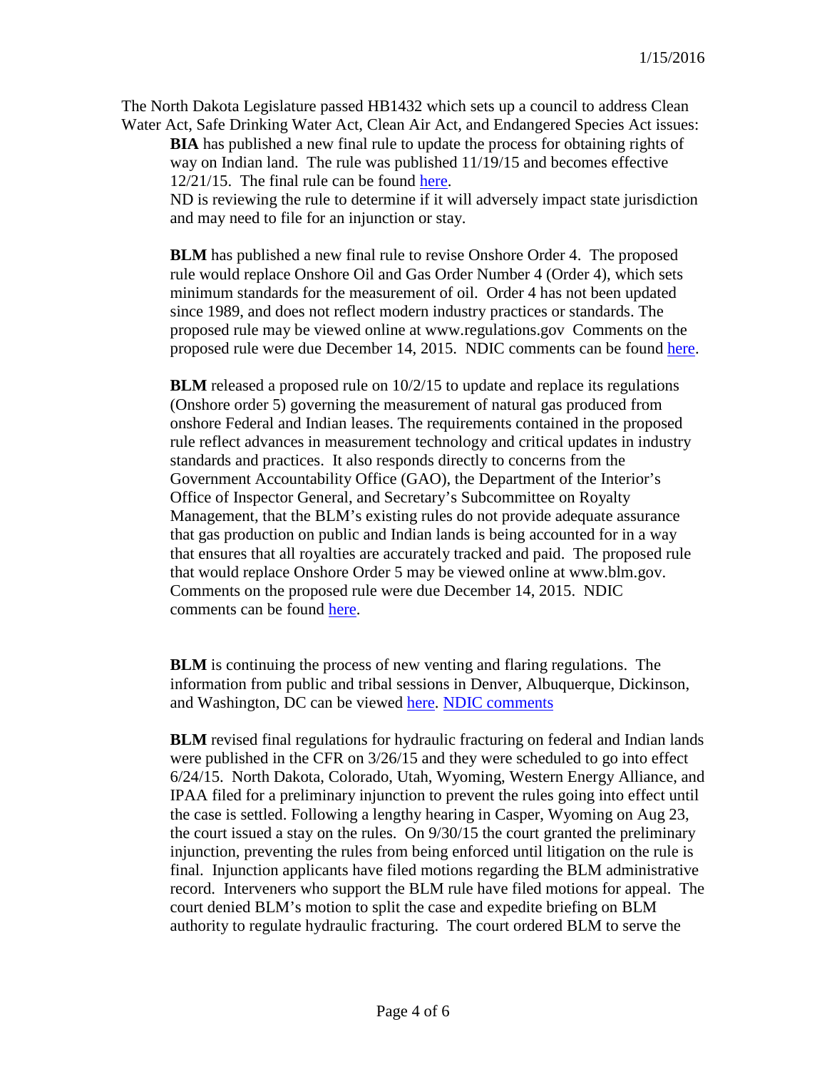The North Dakota Legislature passed HB1432 which sets up a council to address Clean Water Act, Safe Drinking Water Act, Clean Air Act, and Endangered Species Act issues:

**BIA** has published a new final rule to update the process for obtaining rights of way on Indian land. The rule was published 11/19/15 and becomes effective 12/21/15. The final rule can be found here.
ND is reviewing the rule to determine if it will adversely impact state jurisdiction and may need to file for an injunction or stay.

**BLM** has published a new final rule to revise Onshore Order 4. The proposed rule would replace Onshore Oil and Gas Order Number 4 (Order 4), which sets minimum standards for the measurement of oil. Order 4 has not been updated since 1989, and does not reflect modern industry practices or standards. The proposed rule may be viewed online at www.regulations.gov Comments on the proposed rule were due December 14, 2015. NDIC comments can be found here.

**BLM** released a proposed rule on 10/2/15 to update and replace its regulations (Onshore order 5) governing the measurement of natural gas produced from onshore Federal and Indian leases. The requirements contained in the proposed rule reflect advances in measurement technology and critical updates in industry standards and practices. It also responds directly to concerns from the Government Accountability Office (GAO), the Department of the Interior's Office of Inspector General, and Secretary's Subcommittee on Royalty Management, that the BLM's existing rules do not provide adequate assurance that gas production on public and Indian lands is being accounted for in a way that ensures that all royalties are accurately tracked and paid. The proposed rule that would replace Onshore Order 5 may be viewed online at www.blm.gov. Comments on the proposed rule were due December 14, 2015. NDIC comments can be found here.

**BLM** is continuing the process of new venting and flaring regulations. The information from public and tribal sessions in Denver, Albuquerque, Dickinson, and Washington, DC can be viewed here. NDIC comments

**BLM** revised final regulations for hydraulic fracturing on federal and Indian lands were published in the CFR on 3/26/15 and they were scheduled to go into effect 6/24/15. North Dakota, Colorado, Utah, Wyoming, Western Energy Alliance, and IPAA filed for a preliminary injunction to prevent the rules going into effect until the case is settled. Following a lengthy hearing in Casper, Wyoming on Aug 23, the court issued a stay on the rules. On 9/30/15 the court granted the preliminary injunction, preventing the rules from being enforced until litigation on the rule is final. Injunction applicants have filed motions regarding the BLM administrative record. Interveners who support the BLM rule have filed motions for appeal. The court denied BLM's motion to split the case and expedite briefing on BLM authority to regulate hydraulic fracturing. The court ordered BLM to serve the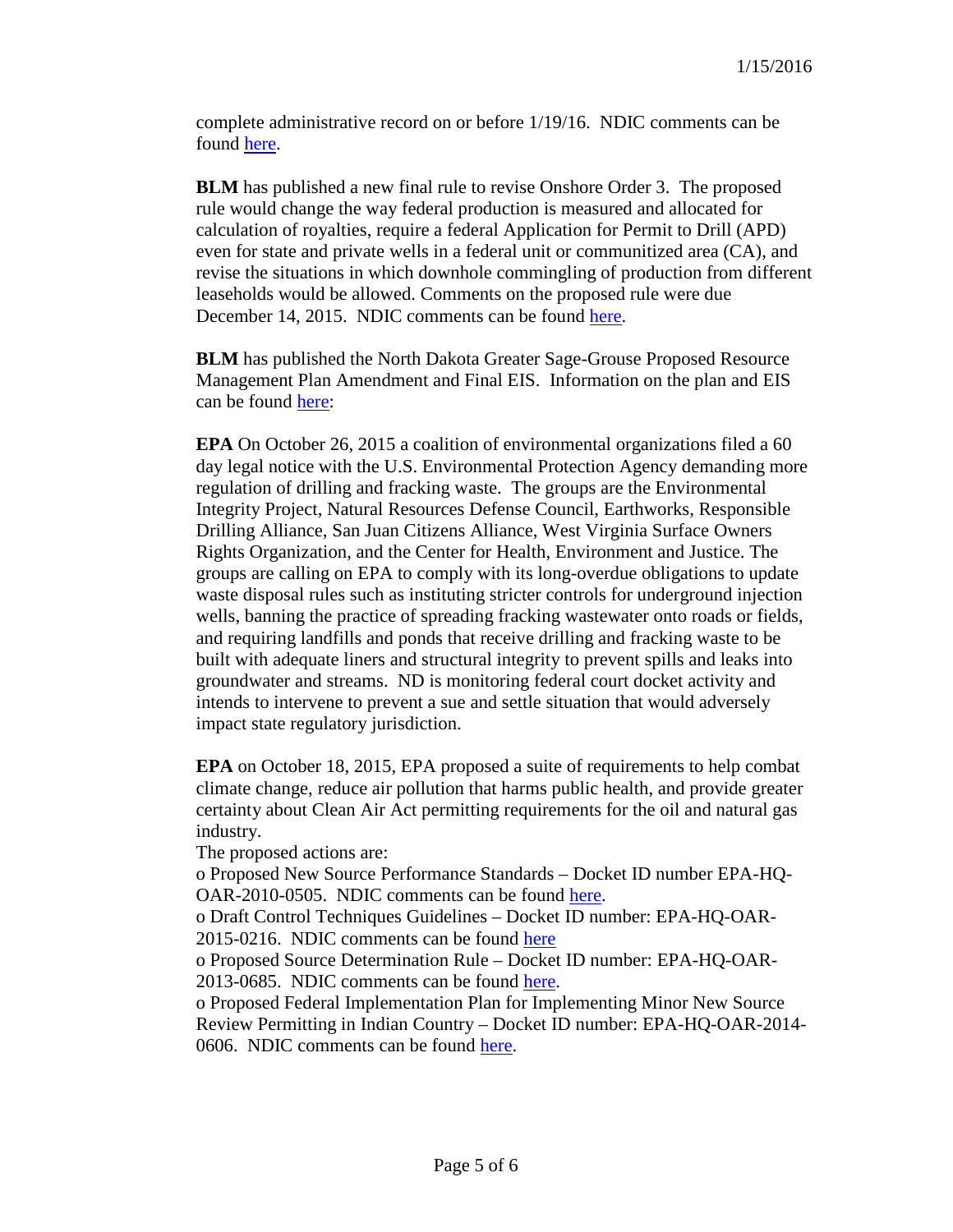complete administrative record on or before 1/19/16. NDIC comments can be found here.

**BLM** has published a new final rule to revise Onshore Order 3. The proposed rule would change the way federal production is measured and allocated for calculation of royalties, require a federal Application for Permit to Drill (APD) even for state and private wells in a federal unit or communitized area (CA), and revise the situations in which downhole commingling of production from different leaseholds would be allowed. Comments on the proposed rule were due December 14, 2015. NDIC comments can be found here.

**BLM** has published the North Dakota Greater Sage-Grouse Proposed Resource Management Plan Amendment and Final EIS. Information on the plan and EIS can be found here:

**EPA** On October 26, 2015 a coalition of environmental organizations filed a 60 day legal notice with the U.S. Environmental Protection Agency demanding more regulation of drilling and fracking waste. The groups are the Environmental Integrity Project, Natural Resources Defense Council, Earthworks, Responsible Drilling Alliance, San Juan Citizens Alliance, West Virginia Surface Owners Rights Organization, and the Center for Health, Environment and Justice. The groups are calling on EPA to comply with its long-overdue obligations to update waste disposal rules such as instituting stricter controls for underground injection wells, banning the practice of spreading fracking wastewater onto roads or fields, and requiring landfills and ponds that receive drilling and fracking waste to be built with adequate liners and structural integrity to prevent spills and leaks into groundwater and streams. ND is monitoring federal court docket activity and intends to intervene to prevent a sue and settle situation that would adversely impact state regulatory jurisdiction.

**EPA** on October 18, 2015, EPA proposed a suite of requirements to help combat climate change, reduce air pollution that harms public health, and provide greater certainty about Clean Air Act permitting requirements for the oil and natural gas industry.

The proposed actions are:

o Proposed New Source Performance Standards – Docket ID number EPA-HQ-OAR-2010-0505. NDIC comments can be found here.

o Draft Control Techniques Guidelines – Docket ID number: EPA-HQ-OAR-2015-0216. NDIC comments can be found here

o Proposed Source Determination Rule – Docket ID number: EPA-HQ-OAR-2013-0685. NDIC comments can be found here.

o Proposed Federal Implementation Plan for Implementing Minor New Source Review Permitting in Indian Country – Docket ID number: EPA-HQ-OAR-2014-0606. NDIC comments can be found here.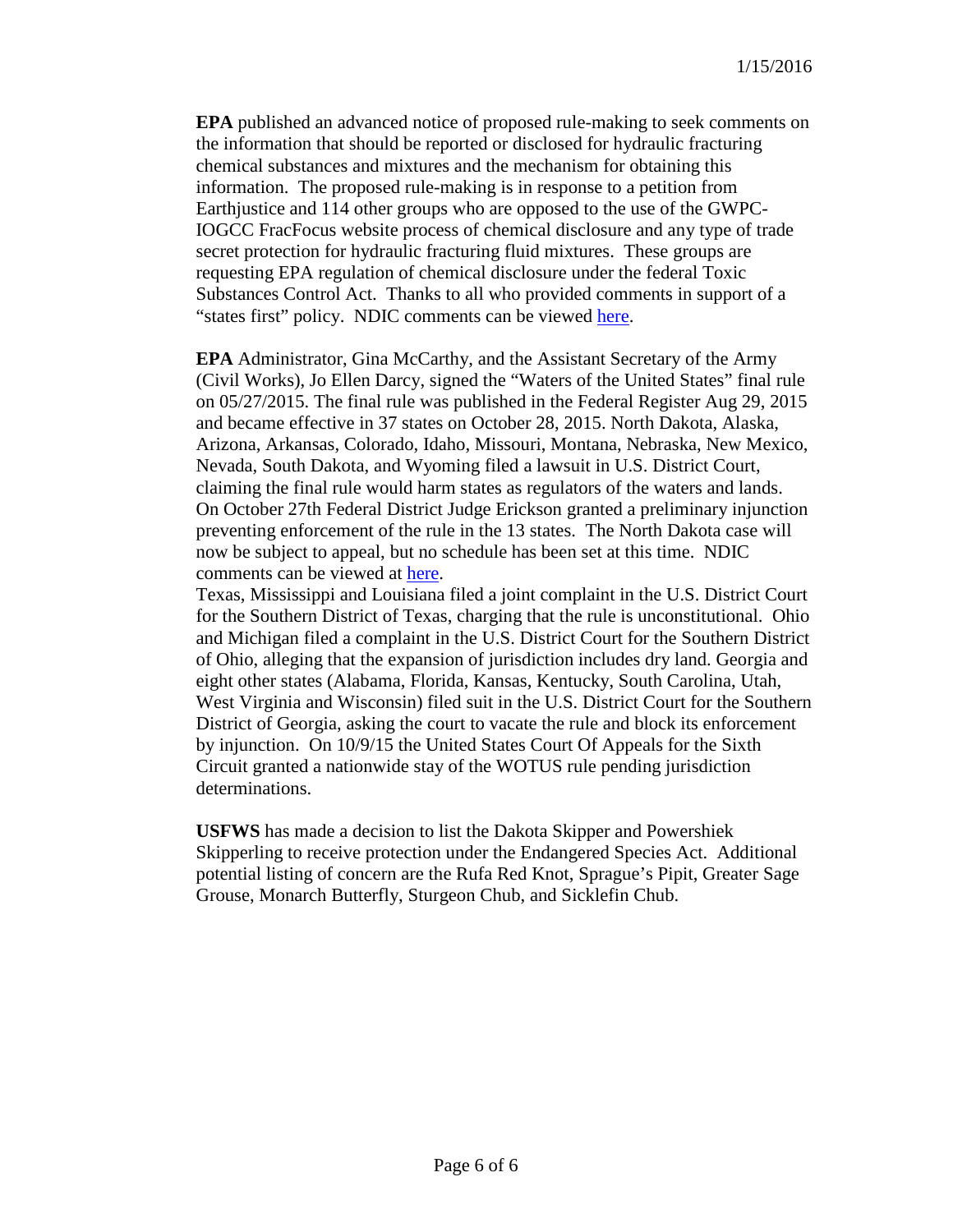**EPA** published an advanced notice of proposed rule-making to seek comments on the information that should be reported or disclosed for hydraulic fracturing chemical substances and mixtures and the mechanism for obtaining this information. The proposed rule-making is in response to a petition from Earthjustice and 114 other groups who are opposed to the use of the GWPC-IOGCC FracFocus website process of chemical disclosure and any type of trade secret protection for hydraulic fracturing fluid mixtures. These groups are requesting EPA regulation of chemical disclosure under the federal Toxic Substances Control Act. Thanks to all who provided comments in support of a "states first" policy. NDIC comments can be viewed here.

**EPA** Administrator, Gina McCarthy, and the Assistant Secretary of the Army (Civil Works), Jo Ellen Darcy, signed the "Waters of the United States" final rule on 05/27/2015. The final rule was published in the Federal Register Aug 29, 2015 and became effective in 37 states on October 28, 2015. North Dakota, Alaska, Arizona, Arkansas, Colorado, Idaho, Missouri, Montana, Nebraska, New Mexico, Nevada, South Dakota, and Wyoming filed a lawsuit in U.S. District Court, claiming the final rule would harm states as regulators of the waters and lands. On October 27th Federal District Judge Erickson granted a preliminary injunction preventing enforcement of the rule in the 13 states. The North Dakota case will now be subject to appeal, but no schedule has been set at this time. NDIC comments can be viewed at here.
Texas, Mississippi and Louisiana filed a joint complaint in the U.S. District Court for the Southern District of Texas, charging that the rule is unconstitutional. Ohio and Michigan filed a complaint in the U.S. District Court for the Southern District of Ohio, alleging that the expansion of jurisdiction includes dry land. Georgia and eight other states (Alabama, Florida, Kansas, Kentucky, South Carolina, Utah, West Virginia and Wisconsin) filed suit in the U.S. District Court for the Southern District of Georgia, asking the court to vacate the rule and block its enforcement by injunction. On 10/9/15 the United States Court Of Appeals for the Sixth Circuit granted a nationwide stay of the WOTUS rule pending jurisdiction determinations.

**USFWS** has made a decision to list the Dakota Skipper and Powershiek Skipperling to receive protection under the Endangered Species Act. Additional potential listing of concern are the Rufa Red Knot, Sprague's Pipit, Greater Sage Grouse, Monarch Butterfly, Sturgeon Chub, and Sicklefin Chub.